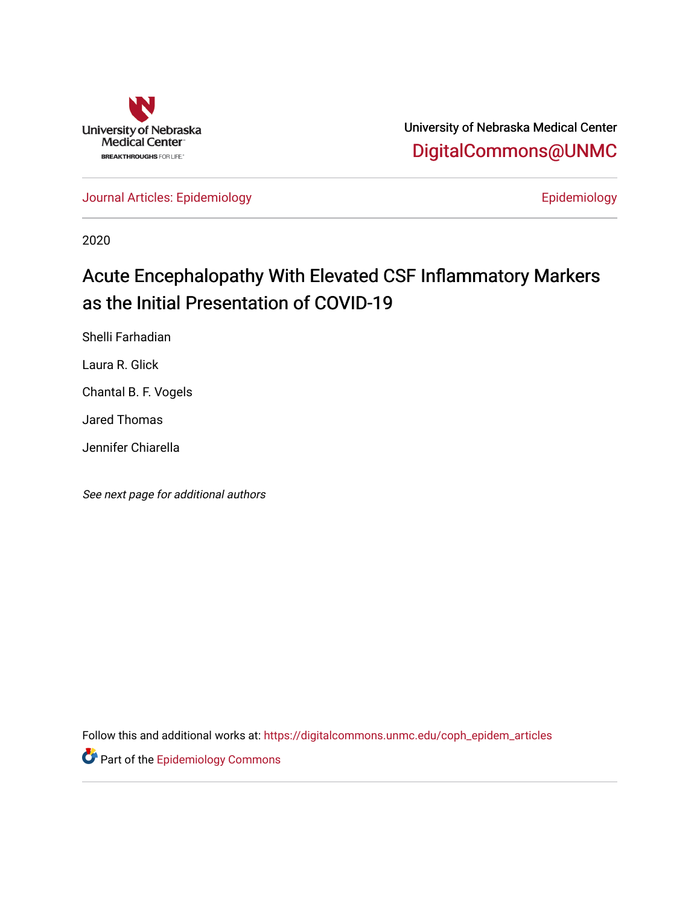University of Nebraska Medical Center

DigitalCommons@UNMC

Journal Articles: Epidemiology

Epidemiology

2020

# Acute Encephalopathy With Elevated CSF Inflammatory Markers as the Initial Presentation of COVID-19

Shelli Farhadian

Laura R. Glick

Chantal B. F. Vogels

Jared Thomas

Jennifer Chiarella

*See next page for additional authors*

Follow this and additional works at: https://digitalcommons.unmc.edu/coph_epidem_articles

Part of the Epidemiology Commons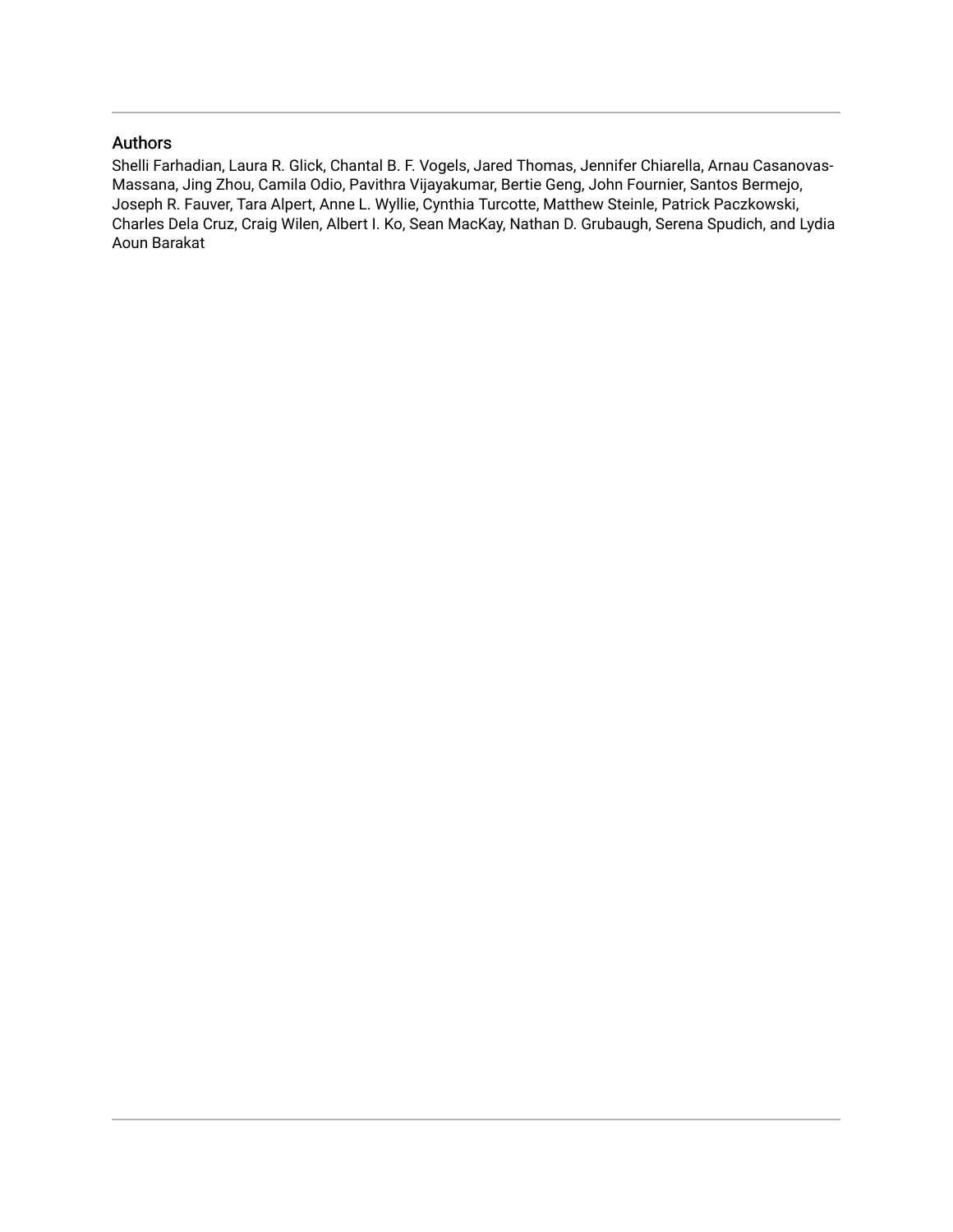## Authors

Shelli Farhadian, Laura R. Glick, Chantal B. F. Vogels, Jared Thomas, Jennifer Chiarella, Arnau Casanovas-Massana, Jing Zhou, Camila Odio, Pavithra Vijayakumar, Bertie Geng, John Fournier, Santos Bermejo, Joseph R. Fauver, Tara Alpert, Anne L. Wyllie, Cynthia Turcotte, Matthew Steinle, Patrick Paczkowski, Charles Dela Cruz, Craig Wilen, Albert I. Ko, Sean MacKay, Nathan D. Grubaugh, Serena Spudich, and Lydia Aoun Barakat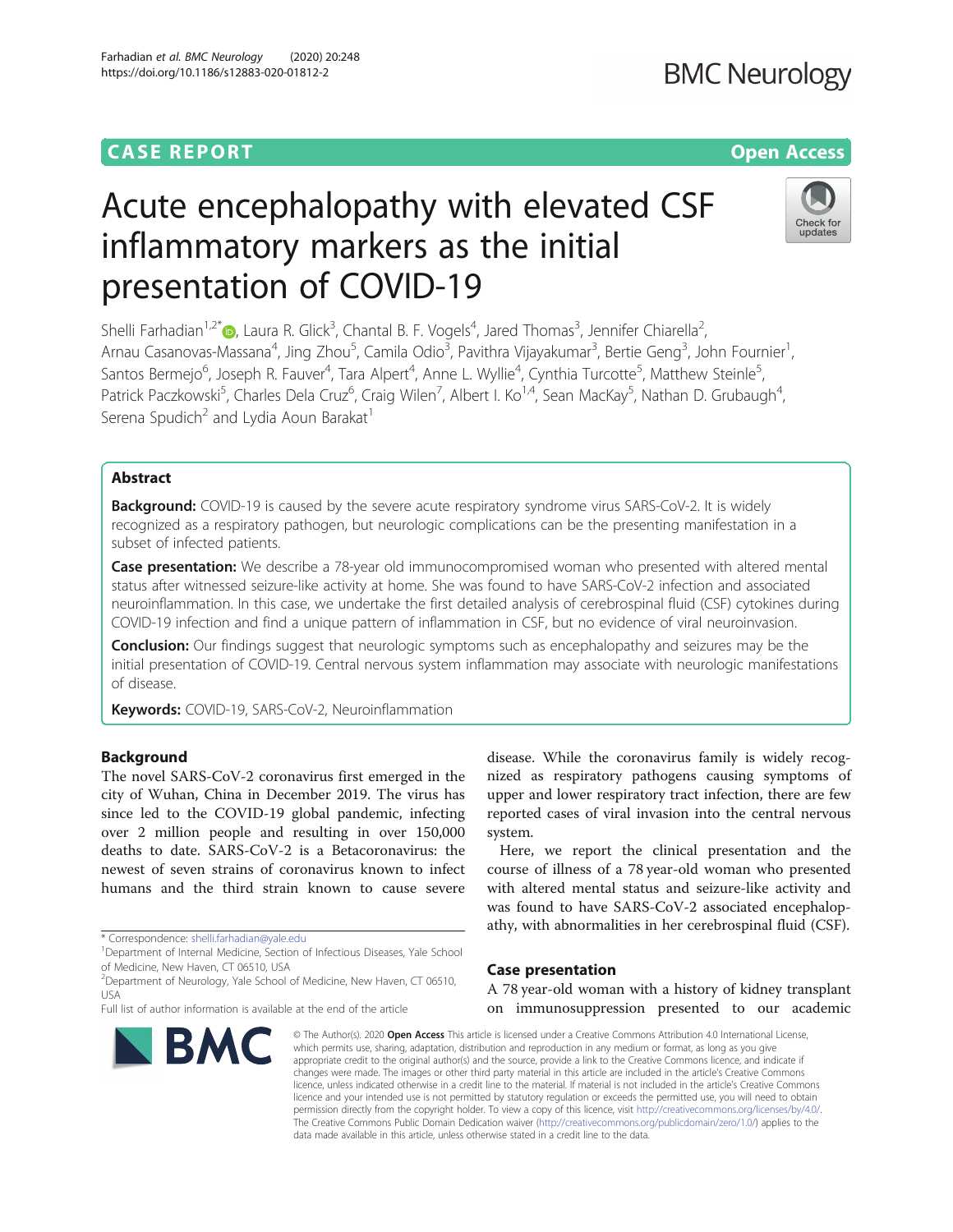# CASE REPORT

Open Access

# Acute encephalopathy with elevated CSF inflammatory markers as the initial presentation of COVID-19

Shelli Farhadian[1,2*], Laura R. Glick[3], Chantal B. F. Vogels[4], Jared Thomas[3], Jennifer Chiarella[2], Arnau Casanovas-Massana[4], Jing Zhou[5], Camila Odio[3], Pavithra Vijayakumar[3], Bertie Geng[3], John Fournier[1], Santos Bermejo[6], Joseph R. Fauver[4], Tara Alpert[4], Anne L. Wyllie[4], Cynthia Turcotte[5], Matthew Steinle[5], Patrick Paczkowski[5], Charles Dela Cruz[6], Craig Wilen[7], Albert I. Ko[1,4], Sean MacKay[5], Nathan D. Grubaugh[4], Serena Spudich[2] and Lydia Aoun Barakat[1]

## Abstract

**Background:** COVID-19 is caused by the severe acute respiratory syndrome virus SARS-CoV-2. It is widely recognized as a respiratory pathogen, but neurologic complications can be the presenting manifestation in a subset of infected patients.

**Case presentation:** We describe a 78-year old immunocompromised woman who presented with altered mental status after witnessed seizure-like activity at home. She was found to have SARS-CoV-2 infection and associated neuroinflammation. In this case, we undertake the first detailed analysis of cerebrospinal fluid (CSF) cytokines during COVID-19 infection and find a unique pattern of inflammation in CSF, but no evidence of viral neuroinvasion.

**Conclusion:** Our findings suggest that neurologic symptoms such as encephalopathy and seizures may be the initial presentation of COVID-19. Central nervous system inflammation may associate with neurologic manifestations of disease.

**Keywords:** COVID-19, SARS-CoV-2, Neuroinflammation

## Background

The novel SARS-CoV-2 coronavirus first emerged in the city of Wuhan, China in December 2019. The virus has since led to the COVID-19 global pandemic, infecting over 2 million people and resulting in over 150,000 deaths to date. SARS-CoV-2 is a Betacoronavirus: the newest of seven strains of coronavirus known to infect humans and the third strain known to cause severe disease. While the coronavirus family is widely recognized as respiratory pathogens causing symptoms of upper and lower respiratory tract infection, there are few reported cases of viral invasion into the central nervous system.

Here, we report the clinical presentation and the course of illness of a 78 year-old woman who presented with altered mental status and seizure-like activity and was found to have SARS-CoV-2 associated encephalopathy, with abnormalities in her cerebrospinal fluid (CSF).

## Case presentation

A 78 year-old woman with a history of kidney transplant on immunosuppression presented to our academic

\* Correspondence: shelli.farhadian@yale.edu
[1]Department of Internal Medicine, Section of Infectious Diseases, Yale School of Medicine, New Haven, CT 06510, USA
[2]Department of Neurology, Yale School of Medicine, New Haven, CT 06510, USA
Full list of author information is available at the end of the article

© The Author(s). 2020 **Open Access** This article is licensed under a Creative Commons Attribution 4.0 International License, which permits use, sharing, adaptation, distribution and reproduction in any medium or format, as long as you give appropriate credit to the original author(s) and the source, provide a link to the Creative Commons licence, and indicate if changes were made. The images or other third party material in this article are included in the article's Creative Commons licence, unless indicated otherwise in a credit line to the material. If material is not included in the article's Creative Commons licence and your intended use is not permitted by statutory regulation or exceeds the permitted use, you will need to obtain permission directly from the copyright holder. To view a copy of this licence, visit http://creativecommons.org/licenses/by/4.0/. The Creative Commons Public Domain Dedication waiver (http://creativecommons.org/publicdomain/zero/1.0/) applies to the data made available in this article, unless otherwise stated in a credit line to the data.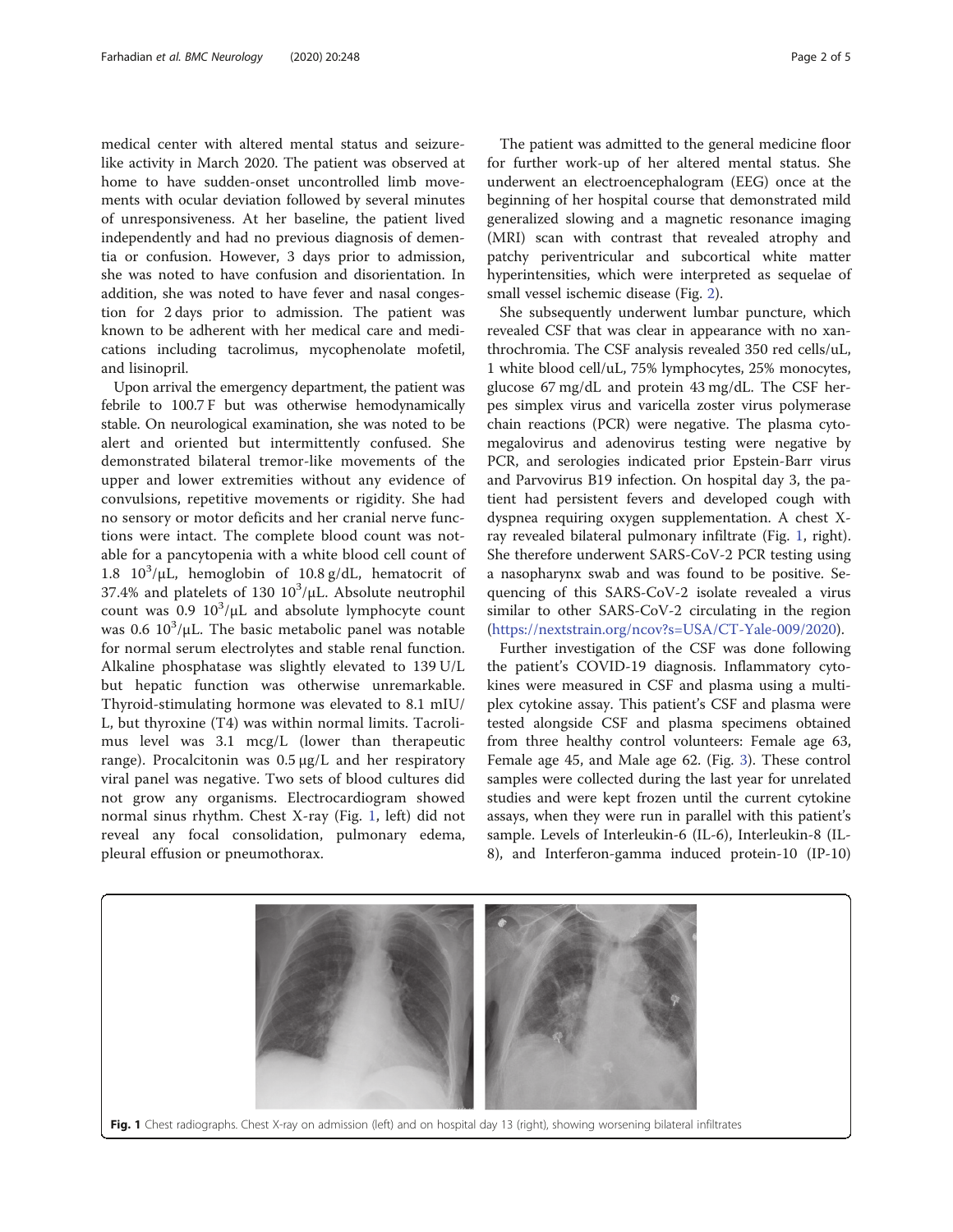medical center with altered mental status and seizure-like activity in March 2020. The patient was observed at home to have sudden-onset uncontrolled limb movements with ocular deviation followed by several minutes of unresponsiveness. At her baseline, the patient lived independently and had no previous diagnosis of dementia or confusion. However, 3 days prior to admission, she was noted to have confusion and disorientation. In addition, she was noted to have fever and nasal congestion for 2 days prior to admission. The patient was known to be adherent with her medical care and medications including tacrolimus, mycophenolate mofetil, and lisinopril.

Upon arrival the emergency department, the patient was febrile to 100.7 F but was otherwise hemodynamically stable. On neurological examination, she was noted to be alert and oriented but intermittently confused. She demonstrated bilateral tremor-like movements of the upper and lower extremities without any evidence of convulsions, repetitive movements or rigidity. She had no sensory or motor deficits and her cranial nerve functions were intact. The complete blood count was notable for a pancytopenia with a white blood cell count of 1.8 $10^3/\mu L$, hemoglobin of 10.8 g/dL, hematocrit of 37.4% and platelets of 130 $10^3/\mu L$. Absolute neutrophil count was 0.9 $10^3/\mu L$ and absolute lymphocyte count was 0.6 $10^3/\mu L$. The basic metabolic panel was notable for normal serum electrolytes and stable renal function. Alkaline phosphatase was slightly elevated to 139 U/L but hepatic function was otherwise unremarkable. Thyroid-stimulating hormone was elevated to 8.1 mIU/L, but thyroxine (T4) was within normal limits. Tacrolimus level was 3.1 mcg/L (lower than therapeutic range). Procalcitonin was 0.5 μg/L and her respiratory viral panel was negative. Two sets of blood cultures did not grow any organisms. Electrocardiogram showed normal sinus rhythm. Chest X-ray (Fig. 1, left) did not reveal any focal consolidation, pulmonary edema, pleural effusion or pneumothorax.

The patient was admitted to the general medicine floor for further work-up of her altered mental status. She underwent an electroencephalogram (EEG) once at the beginning of her hospital course that demonstrated mild generalized slowing and a magnetic resonance imaging (MRI) scan with contrast that revealed atrophy and patchy periventricular and subcortical white matter hyperintensities, which were interpreted as sequelae of small vessel ischemic disease (Fig. 2).

She subsequently underwent lumbar puncture, which revealed CSF that was clear in appearance with no xanthochromia. The CSF analysis revealed 350 red cells/uL, 1 white blood cell/uL, 75% lymphocytes, 25% monocytes, glucose 67 mg/dL and protein 43 mg/dL. The CSF herpes simplex virus and varicella zoster virus polymerase chain reactions (PCR) were negative. The plasma cytomegalovirus and adenovirus testing were negative by PCR, and serologies indicated prior Epstein-Barr virus and Parvovirus B19 infection. On hospital day 3, the patient had persistent fevers and developed cough with dyspnea requiring oxygen supplementation. A chest X-ray revealed bilateral pulmonary infiltrate (Fig. 1, right). She therefore underwent SARS-CoV-2 PCR testing using a nasopharynx swab and was found to be positive. Sequencing of this SARS-CoV-2 isolate revealed a virus similar to other SARS-CoV-2 circulating in the region (https://nextstrain.org/ncov?s=USA/CT-Yale-009/2020).

Further investigation of the CSF was done following the patient's COVID-19 diagnosis. Inflammatory cytokines were measured in CSF and plasma using a multiplex cytokine assay. This patient's CSF and plasma were tested alongside CSF and plasma specimens obtained from three healthy control volunteers: Female age 63, Female age 45, and Male age 62. (Fig. 3). These control samples were collected during the last year for unrelated studies and were kept frozen until the current cytokine assays, when they were run in parallel with this patient's sample. Levels of Interleukin-6 (IL-6), Interleukin-8 (IL-8), and Interferon-gamma induced protein-10 (IP-10)

**Fig. 1** Chest radiographs. Chest X-ray on admission (left) and on hospital day 13 (right), showing worsening bilateral infiltrates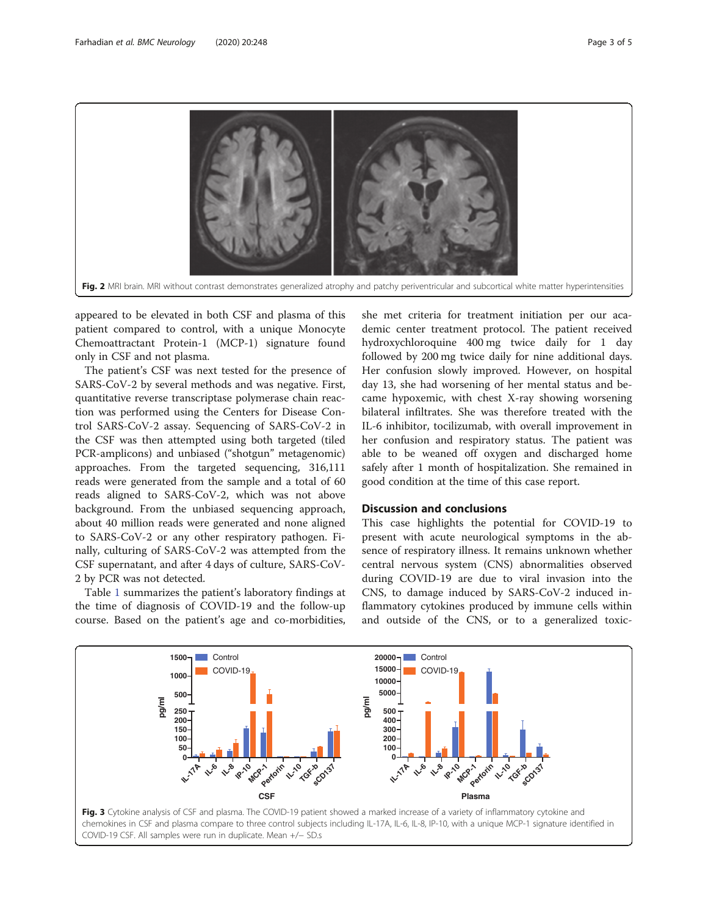Fig. 2 MRI brain. MRI without contrast demonstrates generalized atrophy and patchy periventricular and subcortical white matter hyperintensities

appeared to be elevated in both CSF and plasma of this patient compared to control, with a unique Monocyte Chemoattractant Protein-1 (MCP-1) signature found only in CSF and not plasma.

The patient's CSF was next tested for the presence of SARS-CoV-2 by several methods and was negative. First, quantitative reverse transcriptase polymerase chain reaction was performed using the Centers for Disease Control SARS-CoV-2 assay. Sequencing of SARS-CoV-2 in the CSF was then attempted using both targeted (tiled PCR-amplicons) and unbiased ("shotgun" metagenomic) approaches. From the targeted sequencing, 316,111 reads were generated from the sample and a total of 60 reads aligned to SARS-CoV-2, which was not above background. From the unbiased sequencing approach, about 40 million reads were generated and none aligned to SARS-CoV-2 or any other respiratory pathogen. Finally, culturing of SARS-CoV-2 was attempted from the CSF supernatant, and after 4 days of culture, SARS-CoV-2 by PCR was not detected.

Table 1 summarizes the patient's laboratory findings at the time of diagnosis of COVID-19 and the follow-up course. Based on the patient's age and co-morbidities, she met criteria for treatment initiation per our academic center treatment protocol. The patient received hydroxychloroquine 400 mg twice daily for 1 day followed by 200 mg twice daily for nine additional days. Her confusion slowly improved. However, on hospital day 13, she had worsening of her mental status and became hypoxemic, with chest X-ray showing worsening bilateral infiltrates. She was therefore treated with the IL-6 inhibitor, tocilizumab, with overall improvement in her confusion and respiratory status. The patient was able to be weaned off oxygen and discharged home safely after 1 month of hospitalization. She remained in good condition at the time of this case report.

## Discussion and conclusions

This case highlights the potential for COVID-19 to present with acute neurological symptoms in the absence of respiratory illness. It remains unknown whether central nervous system (CNS) abnormalities observed during COVID-19 are due to viral invasion into the CNS, to damage induced by SARS-CoV-2 induced inflammatory cytokines produced by immune cells within and outside of the CNS, or to a generalized toxic-

Fig. 3 Cytokine analysis of CSF and plasma. The COVID-19 patient showed a marked increase of a variety of inflammatory cytokine and chemokines in CSF and plasma compare to three control subjects including IL-17A, IL-6, IL-8, IP-10, with a unique MCP-1 signature identified in COVID-19 CSF. All samples were run in duplicate. Mean +/− SD.s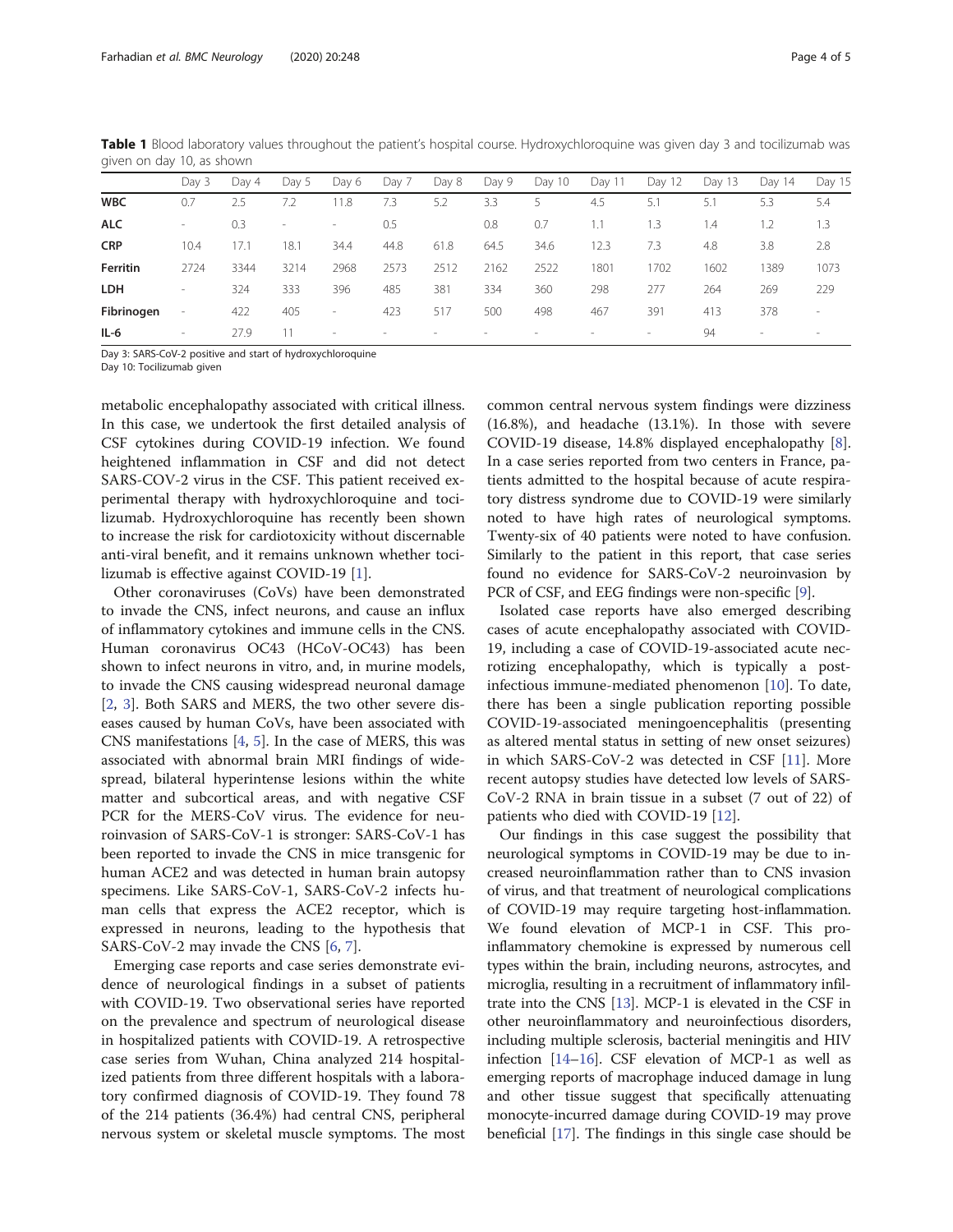**Table 1** Blood laboratory values throughout the patient's hospital course. Hydroxychloroquine was given day 3 and tocilizumab was given on day 10, as shown

| | Day 3 | Day 4 | Day 5 | Day 6 | Day 7 | Day 8 | Day 9 | Day 10 | Day 11 | Day 12 | Day 13 | Day 14 | Day 15 |
|---|---|---|---|---|---|---|---|---|---|---|---|---|---|
| **WBC** | 0.7 | 2.5 | 7.2 | 11.8 | 7.3 | 5.2 | 3.3 | 5 | 4.5 | 5.1 | 5.1 | 5.3 | 5.4 |
| **ALC** | - | 0.3 | - | - | 0.5 | | 0.8 | 0.7 | 1.1 | 1.3 | 1.4 | 1.2 | 1.3 |
| **CRP** | 10.4 | 17.1 | 18.1 | 34.4 | 44.8 | 61.8 | 64.5 | 34.6 | 12.3 | 7.3 | 4.8 | 3.8 | 2.8 |
| **Ferritin** | 2724 | 3344 | 3214 | 2968 | 2573 | 2512 | 2162 | 2522 | 1801 | 1702 | 1602 | 1389 | 1073 |
| **LDH** | - | 324 | 333 | 396 | 485 | 381 | 334 | 360 | 298 | 277 | 264 | 269 | 229 |
| **Fibrinogen** | - | 422 | 405 | - | 423 | 517 | 500 | 498 | 467 | 391 | 413 | 378 | - |
| **IL-6** | - | 27.9 | 11 | - | - | - | - | - | - | - | 94 | - | - |

Day 3: SARS-CoV-2 positive and start of hydroxychloroquine
Day 10: Tocilizumab given

metabolic encephalopathy associated with critical illness. In this case, we undertook the first detailed analysis of CSF cytokines during COVID-19 infection. We found heightened inflammation in CSF and did not detect SARS-COV-2 virus in the CSF. This patient received experimental therapy with hydroxychloroquine and tocilizumab. Hydroxychloroquine has recently been shown to increase the risk for cardiotoxicity without discernable anti-viral benefit, and it remains unknown whether tocilizumab is effective against COVID-19 [1].

Other coronaviruses (CoVs) have been demonstrated to invade the CNS, infect neurons, and cause an influx of inflammatory cytokines and immune cells in the CNS. Human coronavirus OC43 (HCoV-OC43) has been shown to infect neurons in vitro, and, in murine models, to invade the CNS causing widespread neuronal damage [2, 3]. Both SARS and MERS, the two other severe diseases caused by human CoVs, have been associated with CNS manifestations [4, 5]. In the case of MERS, this was associated with abnormal brain MRI findings of widespread, bilateral hyperintense lesions within the white matter and subcortical areas, and with negative CSF PCR for the MERS-CoV virus. The evidence for neuroinvasion of SARS-CoV-1 is stronger: SARS-CoV-1 has been reported to invade the CNS in mice transgenic for human ACE2 and was detected in human brain autopsy specimens. Like SARS-CoV-1, SARS-CoV-2 infects human cells that express the ACE2 receptor, which is expressed in neurons, leading to the hypothesis that SARS-CoV-2 may invade the CNS [6, 7].

Emerging case reports and case series demonstrate evidence of neurological findings in a subset of patients with COVID-19. Two observational series have reported on the prevalence and spectrum of neurological disease in hospitalized patients with COVID-19. A retrospective case series from Wuhan, China analyzed 214 hospitalized patients from three different hospitals with a laboratory confirmed diagnosis of COVID-19. They found 78 of the 214 patients (36.4%) had central CNS, peripheral nervous system or skeletal muscle symptoms. The most common central nervous system findings were dizziness (16.8%), and headache (13.1%). In those with severe COVID-19 disease, 14.8% displayed encephalopathy [8]. In a case series reported from two centers in France, patients admitted to the hospital because of acute respiratory distress syndrome due to COVID-19 were similarly noted to have high rates of neurological symptoms. Twenty-six of 40 patients were noted to have confusion. Similarly to the patient in this report, that case series found no evidence for SARS-CoV-2 neuroinvasion by PCR of CSF, and EEG findings were non-specific [9].

Isolated case reports have also emerged describing cases of acute encephalopathy associated with COVID-19, including a case of COVID-19-associated acute necrotizing encephalopathy, which is typically a post-infectious immune-mediated phenomenon [10]. To date, there has been a single publication reporting possible COVID-19-associated meningoencephalitis (presenting as altered mental status in setting of new onset seizures) in which SARS-CoV-2 was detected in CSF [11]. More recent autopsy studies have detected low levels of SARS-CoV-2 RNA in brain tissue in a subset (7 out of 22) of patients who died with COVID-19 [12].

Our findings in this case suggest the possibility that neurological symptoms in COVID-19 may be due to increased neuroinflammation rather than to CNS invasion of virus, and that treatment of neurological complications of COVID-19 may require targeting host-inflammation. We found elevation of MCP-1 in CSF. This pro-inflammatory chemokine is expressed by numerous cell types within the brain, including neurons, astrocytes, and microglia, resulting in a recruitment of inflammatory infiltrate into the CNS [13]. MCP-1 is elevated in the CSF in other neuroinflammatory and neuroinfectious disorders, including multiple sclerosis, bacterial meningitis and HIV infection [14–16]. CSF elevation of MCP-1 as well as emerging reports of macrophage induced damage in lung and other tissue suggest that specifically attenuating monocyte-incurred damage during COVID-19 may prove beneficial [17]. The findings in this single case should be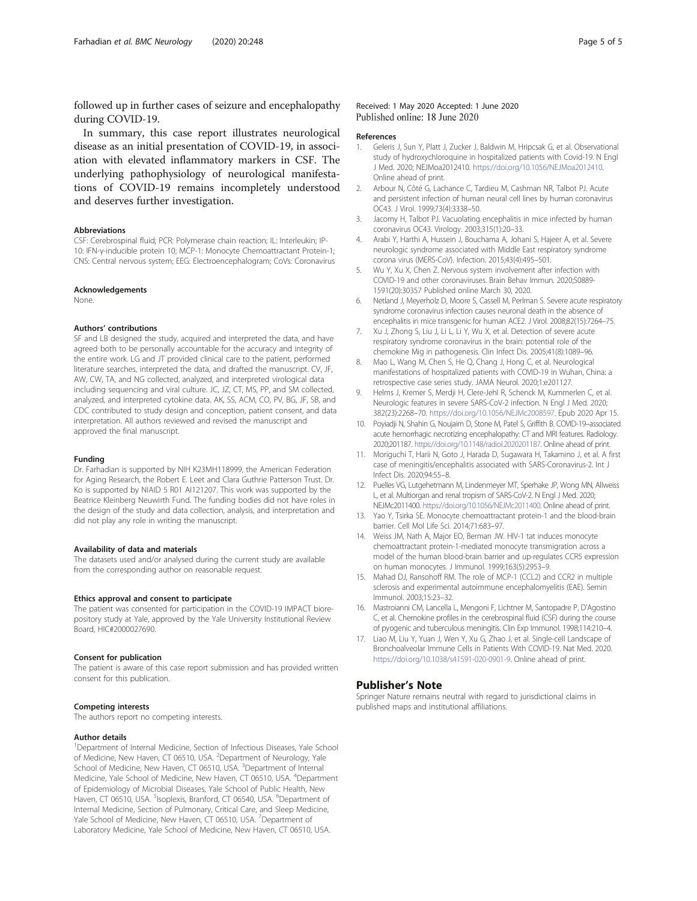followed up in further cases of seizure and encephalopathy during COVID-19.

In summary, this case report illustrates neurological disease as an initial presentation of COVID-19, in association with elevated inflammatory markers in CSF. The underlying pathophysiology of neurological manifestations of COVID-19 remains incompletely understood and deserves further investigation.

#### Abbreviations

CSF: Cerebrospinal fluid; PCR: Polymerase chain reaction; IL: Interleukin; IP-10: IFN-γ-inducible protein 10; MCP-1: Monocyte Chemoattractant Protein-1; CNS: Central nervous system; EEG: Electroencephalogram; CoVs: Coronavirus

#### Acknowledgements

None.

#### Authors' contributions

SF and LB designed the study, acquired and interpreted the data, and have agreed both to be personally accountable for the accuracy and integrity of the entire work. LG and JT provided clinical care to the patient, performed literature searches, interpreted the data, and drafted the manuscript. CV, JF, AW, CW, TA, and NG collected, analyzed, and interpreted virological data including sequencing and viral culture. JC, JZ, CT, MS, PP, and SM collected, analyzed, and interpreted cytokine data. AK, SS, ACM, CO, PV, BG, JF, SB, and CDC contributed to study design and conception, patient consent, and data interpretation. All authors reviewed and revised the manuscript and approved the final manuscript.

#### Funding

Dr. Farhadian is supported by NIH K23MH118999, the American Federation for Aging Research, the Robert E. Leet and Clara Guthrie Patterson Trust. Dr. Ko is supported by NIAID 5 R01 AI121207. This work was supported by the Beatrice Kleinberg Neuwirth Fund. The funding bodies did not have roles in the design of the study and data collection, analysis, and interpretation and did not play any role in writing the manuscript.

#### Availability of data and materials

The datasets used and/or analysed during the current study are available from the corresponding author on reasonable request.

#### Ethics approval and consent to participate

The patient was consented for participation in the COVID-19 IMPACT biorepository study at Yale, approved by the Yale University Institutional Review Board, HIC#2000027690.

#### Consent for publication

The patient is aware of this case report submission and has provided written consent for this publication.

#### Competing interests

The authors report no competing interests.

#### Author details

[1]Department of Internal Medicine, Section of Infectious Diseases, Yale School of Medicine, New Haven, CT 06510, USA. [2]Department of Neurology, Yale School of Medicine, New Haven, CT 06510, USA. [3]Department of Internal Medicine, Yale School of Medicine, New Haven, CT 06510, USA. [4]Department of Epidemiology of Microbial Diseases, Yale School of Public Health, New Haven, CT 06510, USA. [5]Isoplexis, Branford, CT 06540, USA. [6]Department of Internal Medicine, Section of Pulmonary, Critical Care, and Sleep Medicine, Yale School of Medicine, New Haven, CT 06510, USA. [7]Department of Laboratory Medicine, Yale School of Medicine, New Haven, CT 06510, USA.

Received: 1 May 2020 Accepted: 1 June 2020
Published online: 18 June 2020

#### References

1. Geleris J, Sun Y, Platt J, Zucker J, Baldwin M, Hripcsak G, et al. Observational study of hydroxychloroquine in hospitalized patients with Covid-19. N Engl J Med. 2020; NEJMoa2012410. https://doi.org/10.1056/NEJMoa2012410. Online ahead of print.
2. Arbour N, Côté G, Lachance C, Tardieu M, Cashman NR, Talbot PJ. Acute and persistent infection of human neural cell lines by human coronavirus OC43. J Virol. 1999;73(4):3338–50.
3. Jacomy H, Talbot PJ. Vacuolating encephalitis in mice infected by human coronavirus OC43. Virology. 2003;315(1):20–33.
4. Arabi Y, Harthi A, Hussein J, Bouchama A, Johani S, Hajeer A, et al. Severe neurologic syndrome associated with Middle East respiratory syndrome corona virus (MERS-CoV). Infection. 2015;43(4):495–501.
5. Wu Y, Xu X, Chen Z. Nervous system involvement after infection with COVID-19 and other coronaviruses. Brain Behav Immun. 2020;S0889-1591(20):30357 Published online March 30, 2020.
6. Netland J, Meyerholz D, Moore S, Cassell M, Perlman S. Severe acute respiratory syndrome coronavirus infection causes neuronal death in the absence of encephalitis in mice transgenic for human ACE2. J Virol. 2008;82(15):7264–75.
7. Xu J, Zhong S, Liu J, Li L, Li Y, Wu X, et al. Detection of severe acute respiratory syndrome coronavirus in the brain: potential role of the chemokine Mig in pathogenesis. Clin Infect Dis. 2005;41(8):1089–96.
8. Mao L, Wang M, Chen S, He Q, Chang J, Hong C, et al. Neurological manifestations of hospitalized patients with COVID-19 in Wuhan, China: a retrospective case series study. JAMA Neurol. 2020;1:e201127.
9. Helms J, Kremer S, Merdji H, Clere-Jehl R, Schenck M, Kummerlen C, et al. Neurologic features in severe SARS-CoV-2 infection. N Engl J Med. 2020; 382(23):2268–70. https://doi.org/10.1056/NEJMc2008597. Epub 2020 Apr 15.
10. Poyiadji N, Shahin G, Noujaim D, Stone M, Patel S, Griffith B. COVID-19–associated acute hemorrhagic necrotizing encephalopathy: CT and MRI features. Radiology. 2020;201187. https://doi.org/10.1148/radiol.2020201187. Online ahead of print.
11. Moriguchi T, Harii N, Goto J, Harada D, Sugawara H, Takamino J, et al. A first case of meningitis/encephalitis associated with SARS-Coronavirus-2. Int J Infect Dis. 2020;94:55–8.
12. Puelles VG, Lutgehetmann M, Lindenmeyer MT, Sperhake JP, Wong MN, Allweiss L, et al. Multiorgan and renal tropism of SARS-CoV-2. N Engl J Med. 2020; NEJMc2011400. https://doi.org/10.1056/NEJMc2011400. Online ahead of print.
13. Yao Y, Tsirka SE. Monocyte chemoattractant protein-1 and the blood-brain barrier. Cell Mol Life Sci. 2014;71:683–97.
14. Weiss JM, Nath A, Major EO, Berman JW. HIV-1 tat induces monocyte chemoattractant protein-1-mediated monocyte transmigration across a model of the human blood-brain barrier and up-regulates CCR5 expression on human monocytes. J Immunol. 1999;163(5):2953–9.
15. Mahad DJ, Ransohoff RM. The role of MCP-1 (CCL2) and CCR2 in multiple sclerosis and experimental autoimmune encephalomyelitis (EAE). Semin Immunol. 2003;15:23–32.
16. Mastroianni CM, Lancella L, Mengoni F, Lichtner M, Santopadre P, D'Agostino C, et al. Chemokine profiles in the cerebrospinal fluid (CSF) during the course of pyogenic and tuberculous meningitis. Clin Exp Immunol. 1998;114:210–4.
17. Liao M, Liu Y, Yuan J, Wen Y, Xu G, Zhao J, et al. Single-cell Landscape of Bronchoalveolar Immune Cells in Patients With COVID-19. Nat Med. 2020. https://doi.org/10.1038/s41591-020-0901-9. Online ahead of print.

## Publisher's Note

Springer Nature remains neutral with regard to jurisdictional claims in published maps and institutional affiliations.